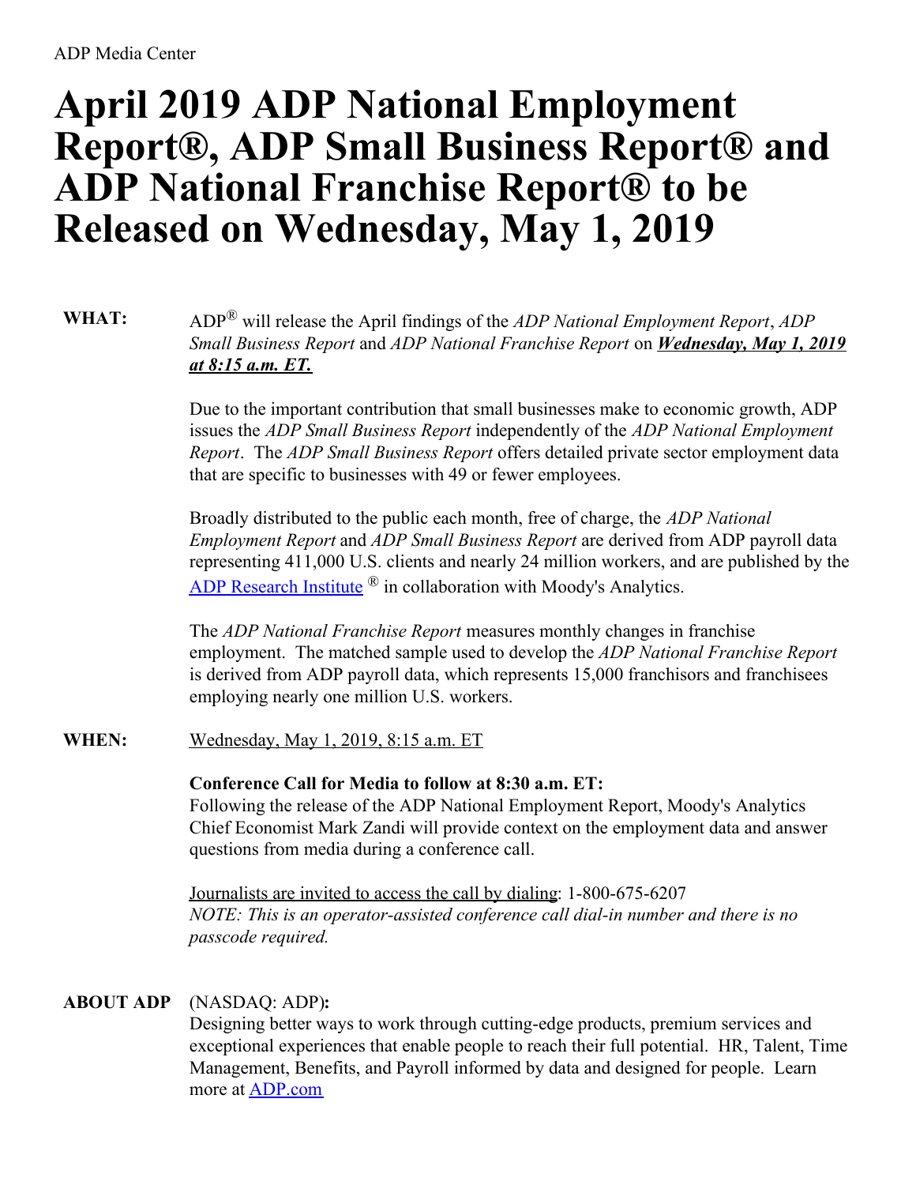ADP Media Center

# April 2019 ADP National Employment Report®, ADP Small Business Report® and ADP National Franchise Report® to be Released on Wednesday, May 1, 2019

**WHAT:** ADP® will release the April findings of the *ADP National Employment Report*, *ADP Small Business Report* and *ADP National Franchise Report* on ***Wednesday, May 1, 2019 at 8:15 a.m. ET.***

Due to the important contribution that small businesses make to economic growth, ADP issues the *ADP Small Business Report* independently of the *ADP National Employment Report*. The *ADP Small Business Report* offers detailed private sector employment data that are specific to businesses with 49 or fewer employees.

Broadly distributed to the public each month, free of charge, the *ADP National Employment Report* and *ADP Small Business Report* are derived from ADP payroll data representing 411,000 U.S. clients and nearly 24 million workers, and are published by the ADP Research Institute ® in collaboration with Moody's Analytics.

The *ADP National Franchise Report* measures monthly changes in franchise employment. The matched sample used to develop the *ADP National Franchise Report* is derived from ADP payroll data, which represents 15,000 franchisors and franchisees employing nearly one million U.S. workers.

**WHEN:** Wednesday, May 1, 2019, 8:15 a.m. ET

**Conference Call for Media to follow at 8:30 a.m. ET:**
Following the release of the ADP National Employment Report, Moody's Analytics Chief Economist Mark Zandi will provide context on the employment data and answer questions from media during a conference call.

Journalists are invited to access the call by dialing: 1-800-675-6207
*NOTE: This is an operator-assisted conference call dial-in number and there is no passcode required.*

**ABOUT ADP** (NASDAQ: ADP)**:**
Designing better ways to work through cutting-edge products, premium services and exceptional experiences that enable people to reach their full potential. HR, Talent, Time Management, Benefits, and Payroll informed by data and designed for people. Learn more at ADP.com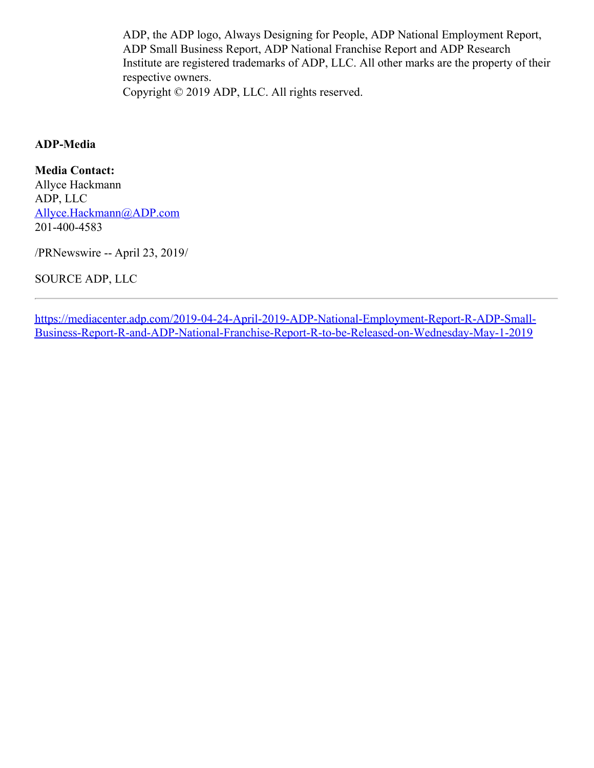ADP, the ADP logo, Always Designing for People, ADP National Employment Report, ADP Small Business Report, ADP National Franchise Report and ADP Research Institute are registered trademarks of ADP, LLC. All other marks are the property of their respective owners.
Copyright © 2019 ADP, LLC. All rights reserved.

**ADP-Media**

**Media Contact:**
Allyce Hackmann
ADP, LLC
Allyce.Hackmann@ADP.com
201-400-4583

/PRNewswire -- April 23, 2019/

SOURCE ADP, LLC

---

https://mediacenter.adp.com/2019-04-24-April-2019-ADP-National-Employment-Report-R-ADP-Small-Business-Report-R-and-ADP-National-Franchise-Report-R-to-be-Released-on-Wednesday-May-1-2019